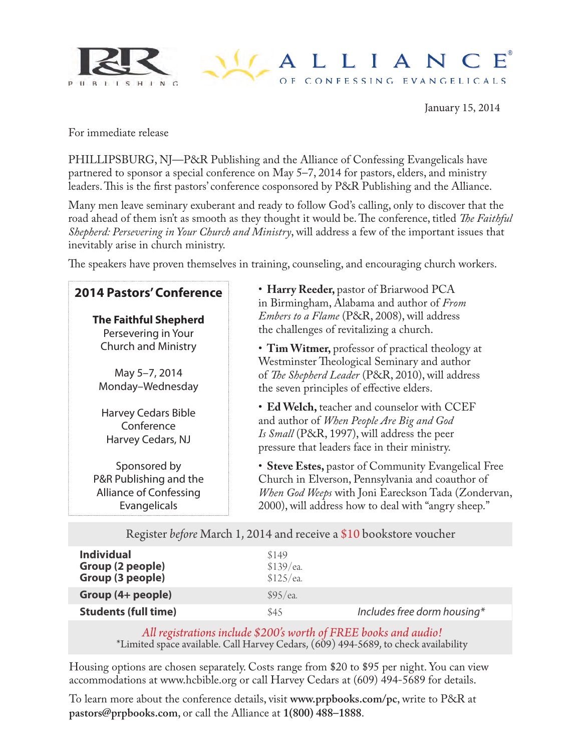P&R PUBLISHING

ALLIANCE® OF CONFESSING EVANGELICALS

January 15, 2014

For immediate release

PHILLIPSBURG, NJ—P&R Publishing and the Alliance of Confessing Evangelicals have partnered to sponsor a special conference on May 5–7, 2014 for pastors, elders, and ministry leaders. This is the first pastors' conference cosponsored by P&R Publishing and the Alliance.

Many men leave seminary exuberant and ready to follow God's calling, only to discover that the road ahead of them isn't as smooth as they thought it would be. The conference, titled *The Faithful Shepherd: Persevering in Your Church and Ministry*, will address a few of the important issues that inevitably arise in church ministry.

The speakers have proven themselves in training, counseling, and encouraging church workers.

**2014 Pastors' Conference**

**The Faithful Shepherd**
Persevering in Your Church and Ministry

May 5–7, 2014
Monday–Wednesday

Harvey Cedars Bible Conference
Harvey Cedars, NJ

Sponsored by
P&R Publishing and the Alliance of Confessing Evangelicals

- **Harry Reeder,** pastor of Briarwood PCA in Birmingham, Alabama and author of *From Embers to a Flame* (P&R, 2008), will address the challenges of revitalizing a church.
- **Tim Witmer,** professor of practical theology at Westminster Theological Seminary and author of *The Shepherd Leader* (P&R, 2010), will address the seven principles of effective elders.
- **Ed Welch,** teacher and counselor with CCEF and author of *When People Are Big and God Is Small* (P&R, 1997), will address the peer pressure that leaders face in their ministry.
- **Steve Estes,** pastor of Community Evangelical Free Church in Elverson, Pennsylvania and coauthor of *When God Weeps* with Joni Eareckson Tada (Zondervan, 2000), will address how to deal with "angry sheep."

Register *before* March 1, 2014 and receive a $10 bookstore voucher

| | | |
|---|---|---|
| **Individual** | $149 | |
| **Group (2 people)** | $139/ea. | |
| **Group (3 people)** | $125/ea. | |
| **Group (4+ people)** | $95/ea. | |
| **Students (full time)** | $45 | *Includes free dorm housing\** |

*All registrations include $200's worth of FREE books and audio!*
*Limited space available. Call Harvey Cedars, (609) 494-5689, to check availability

Housing options are chosen separately. Costs range from $20 to $95 per night. You can view accommodations at www.hcbible.org or call Harvey Cedars at (609) 494-5689 for details.

To learn more about the conference details, visit **www.prpbooks.com/pc**, write to P&R at **pastors@prpbooks.com**, or call the Alliance at **1(800) 488–1888**.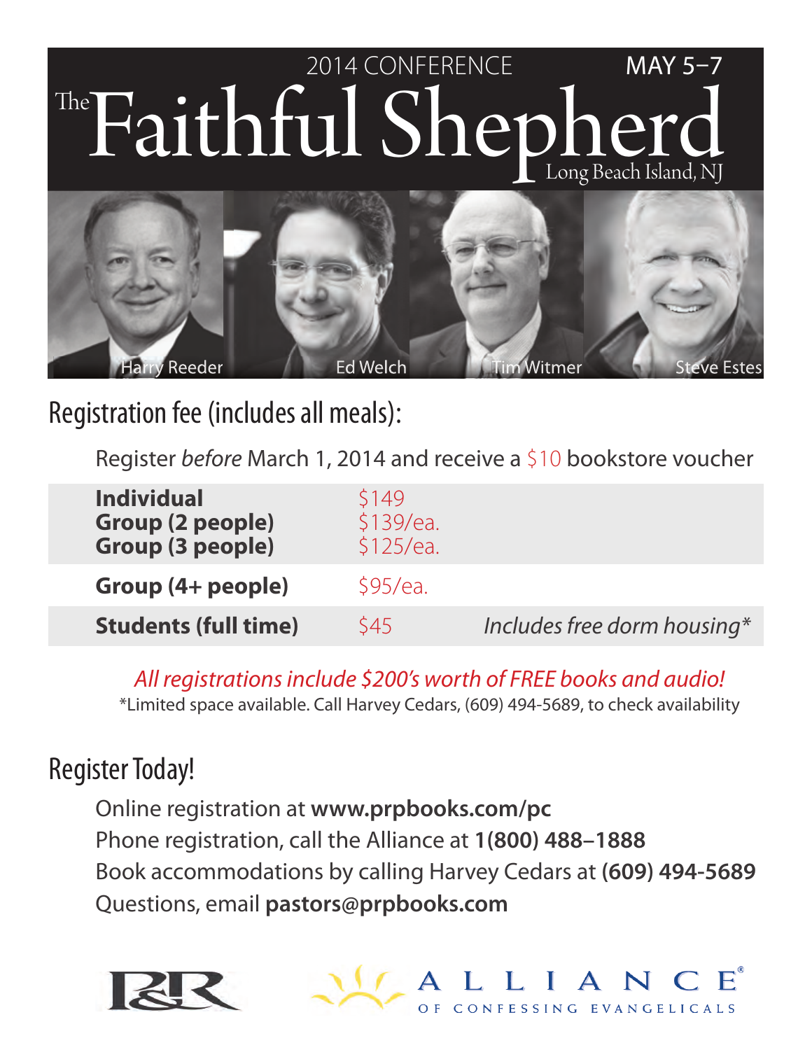2014 CONFERENCE MAY 5–7

# The Faithful Shepherd

Long Beach Island, NJ

Harry Reeder Ed Welch Tim Witmer Steve Estes

## Registration fee (includes all meals):

Register *before* March 1, 2014 and receive a $10 bookstore voucher

| | | |
|---|---|---|
| **Individual** | $149 | |
| **Group (2 people)** | $139/ea. | |
| **Group (3 people)** | $125/ea. | |
| **Group (4+ people)** | $95/ea. | |
| **Students (full time)** | $45 | *Includes free dorm housing** |

*All registrations include $200's worth of FREE books and audio!*

*Limited space available. Call Harvey Cedars, (609) 494-5689, to check availability

## Register Today!

Online registration at **www.prpbooks.com/pc**
Phone registration, call the Alliance at **1(800) 488–1888**
Book accommodations by calling Harvey Cedars at **(609) 494-5689**
Questions, email **pastors@prpbooks.com**

P&R ALLIANCE® OF CONFESSING EVANGELICALS